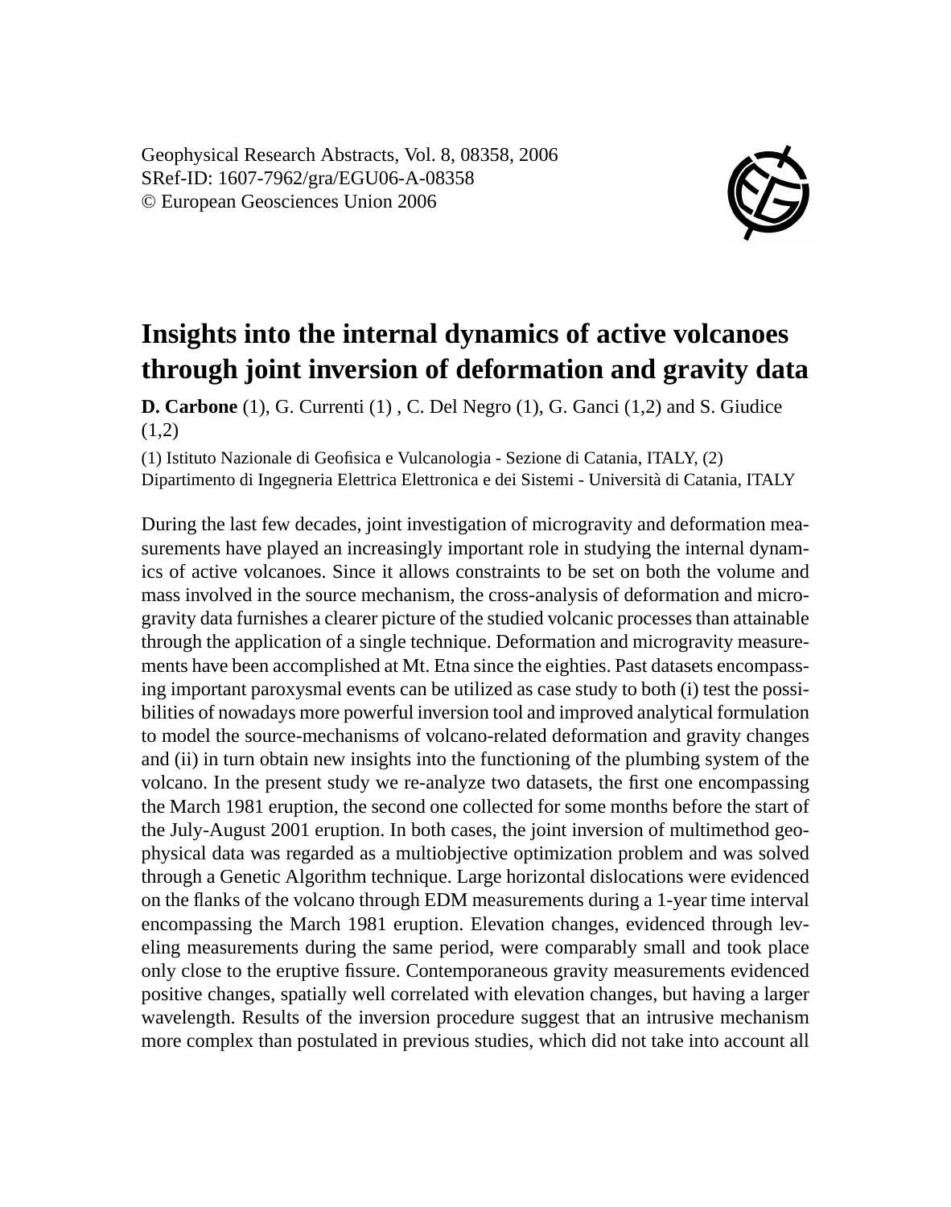Geophysical Research Abstracts, Vol. 8, 08358, 2006
SRef-ID: 1607-7962/gra/EGU06-A-08358
© European Geosciences Union 2006

# Insights into the internal dynamics of active volcanoes through joint inversion of deformation and gravity data

**D. Carbone** (1), G. Currenti (1) , C. Del Negro (1), G. Ganci (1,2) and S. Giudice (1,2)

(1) Istituto Nazionale di Geofisica e Vulcanologia - Sezione di Catania, ITALY, (2) Dipartimento di Ingegneria Elettrica Elettronica e dei Sistemi - Università di Catania, ITALY

During the last few decades, joint investigation of microgravity and deformation measurements have played an increasingly important role in studying the internal dynamics of active volcanoes. Since it allows constraints to be set on both the volume and mass involved in the source mechanism, the cross-analysis of deformation and microgravity data furnishes a clearer picture of the studied volcanic processes than attainable through the application of a single technique. Deformation and microgravity measurements have been accomplished at Mt. Etna since the eighties. Past datasets encompassing important paroxysmal events can be utilized as case study to both (i) test the possibilities of nowadays more powerful inversion tool and improved analytical formulation to model the source-mechanisms of volcano-related deformation and gravity changes and (ii) in turn obtain new insights into the functioning of the plumbing system of the volcano. In the present study we re-analyze two datasets, the first one encompassing the March 1981 eruption, the second one collected for some months before the start of the July-August 2001 eruption. In both cases, the joint inversion of multimethod geophysical data was regarded as a multiobjective optimization problem and was solved through a Genetic Algorithm technique. Large horizontal dislocations were evidenced on the flanks of the volcano through EDM measurements during a 1-year time interval encompassing the March 1981 eruption. Elevation changes, evidenced through leveling measurements during the same period, were comparably small and took place only close to the eruptive fissure. Contemporaneous gravity measurements evidenced positive changes, spatially well correlated with elevation changes, but having a larger wavelength. Results of the inversion procedure suggest that an intrusive mechanism more complex than postulated in previous studies, which did not take into account all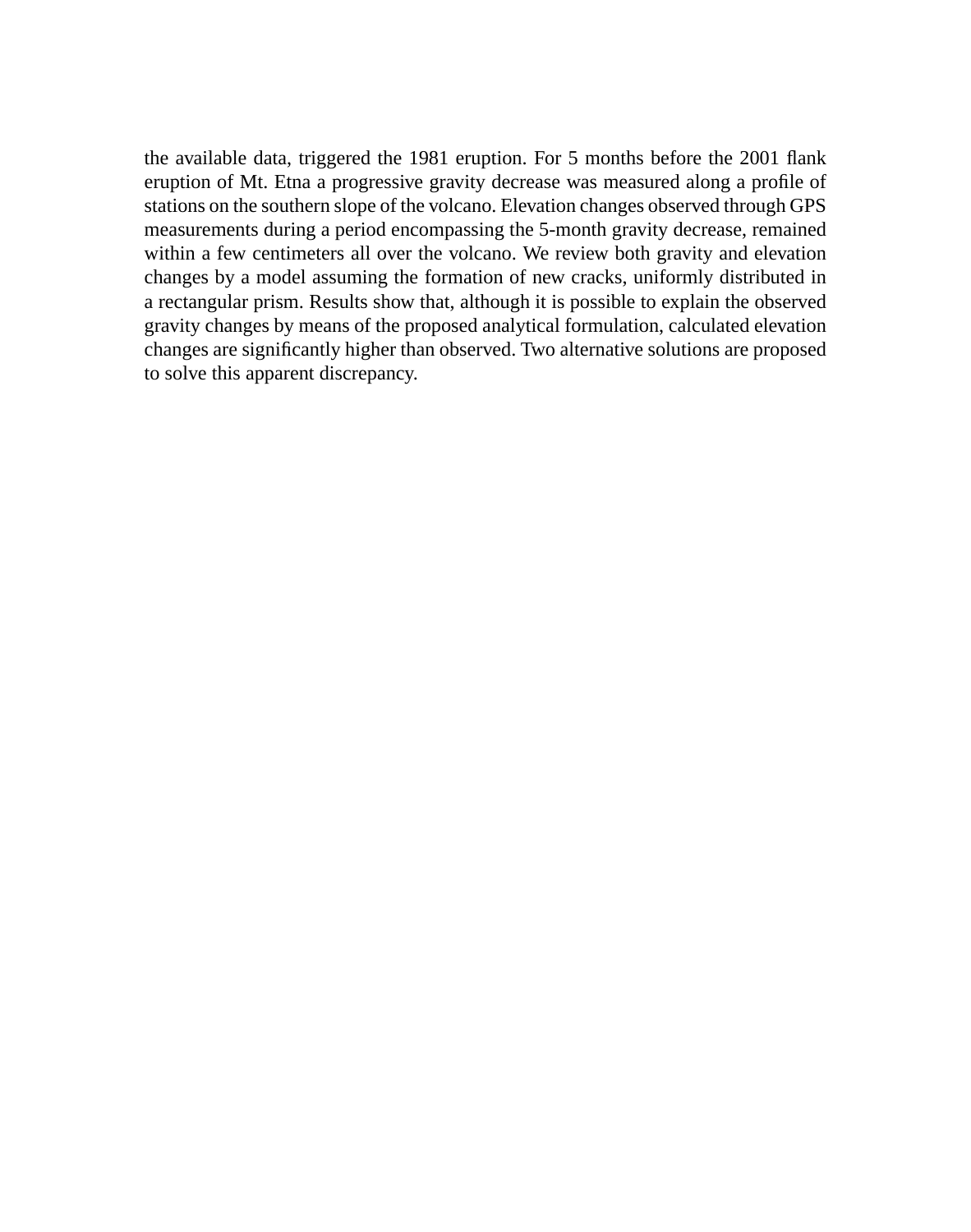the available data, triggered the 1981 eruption. For 5 months before the 2001 flank eruption of Mt. Etna a progressive gravity decrease was measured along a profile of stations on the southern slope of the volcano. Elevation changes observed through GPS measurements during a period encompassing the 5-month gravity decrease, remained within a few centimeters all over the volcano. We review both gravity and elevation changes by a model assuming the formation of new cracks, uniformly distributed in a rectangular prism. Results show that, although it is possible to explain the observed gravity changes by means of the proposed analytical formulation, calculated elevation changes are significantly higher than observed. Two alternative solutions are proposed to solve this apparent discrepancy.